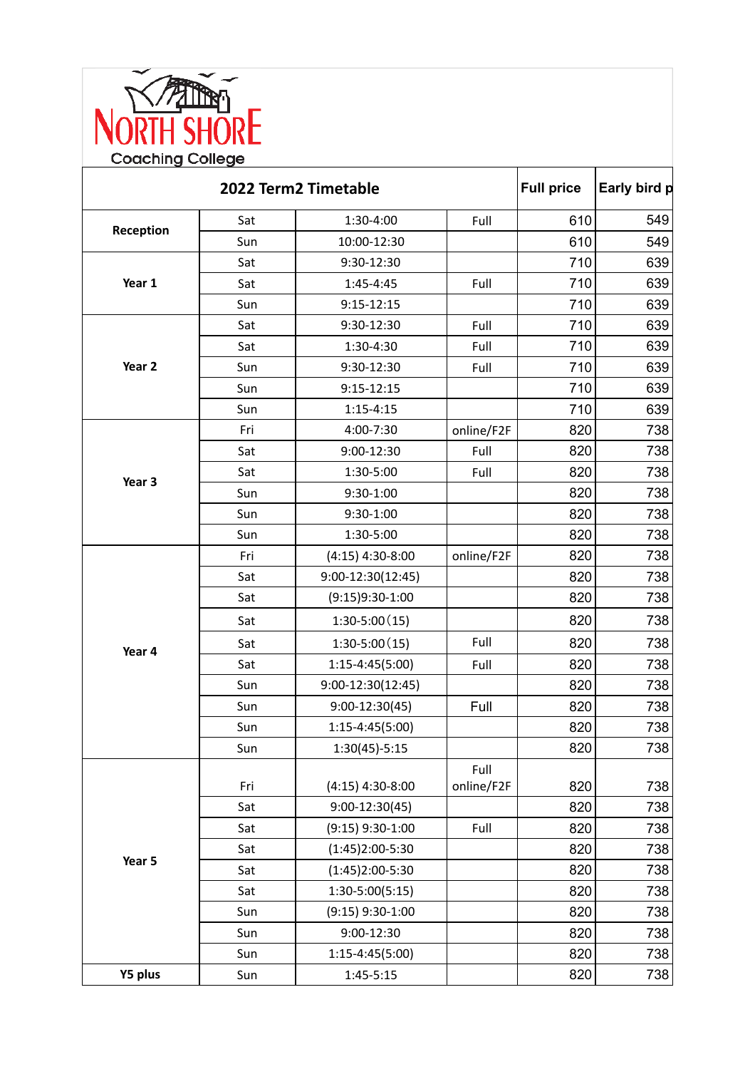NORTH SHORE
Coaching College

| 2022 Term2 Timetable | | | | Full price | Early bird p |
|---|---|---|---|---|---|
| Reception | Sat | 1:30-4:00 | Full | 610 | 549 |
| | Sun | 10:00-12:30 | | 610 | 549 |
| Year 1 | Sat | 9:30-12:30 | | 710 | 639 |
| | Sat | 1:45-4:45 | Full | 710 | 639 |
| | Sun | 9:15-12:15 | | 710 | 639 |
| Year 2 | Sat | 9:30-12:30 | Full | 710 | 639 |
| | Sat | 1:30-4:30 | Full | 710 | 639 |
| | Sun | 9:30-12:30 | Full | 710 | 639 |
| | Sun | 9:15-12:15 | | 710 | 639 |
| | Sun | 1:15-4:15 | | 710 | 639 |
| Year 3 | Fri | 4:00-7:30 | online/F2F | 820 | 738 |
| | Sat | 9:00-12:30 | Full | 820 | 738 |
| | Sat | 1:30-5:00 | Full | 820 | 738 |
| | Sun | 9:30-1:00 | | 820 | 738 |
| | Sun | 9:30-1:00 | | 820 | 738 |
| | Sun | 1:30-5:00 | | 820 | 738 |
| Year 4 | Fri | (4:15) 4:30-8:00 | online/F2F | 820 | 738 |
| | Sat | 9:00-12:30(12:45) | | 820 | 738 |
| | Sat | (9:15)9:30-1:00 | | 820 | 738 |
| | Sat | 1:30-5:00（15) | | 820 | 738 |
| | Sat | 1:30-5:00（15) | Full | 820 | 738 |
| | Sat | 1:15-4:45(5:00) | Full | 820 | 738 |
| | Sun | 9:00-12:30(12:45) | | 820 | 738 |
| | Sun | 9:00-12:30(45) | Full | 820 | 738 |
| | Sun | 1:15-4:45(5:00) | | 820 | 738 |
| | Sun | 1:30(45)-5:15 | | 820 | 738 |
| Year 5 | Fri | (4:15) 4:30-8:00 | Full online/F2F | 820 | 738 |
| | Sat | 9:00-12:30(45) | | 820 | 738 |
| | Sat | (9:15) 9:30-1:00 | Full | 820 | 738 |
| | Sat | (1:45)2:00-5:30 | | 820 | 738 |
| | Sat | (1:45)2:00-5:30 | | 820 | 738 |
| | Sat | 1:30-5:00(5:15) | | 820 | 738 |
| | Sun | (9:15) 9:30-1:00 | | 820 | 738 |
| | Sun | 9:00-12:30 | | 820 | 738 |
| | Sun | 1:15-4:45(5:00) | | 820 | 738 |
| Y5 plus | Sun | 1:45-5:15 | | 820 | 738 |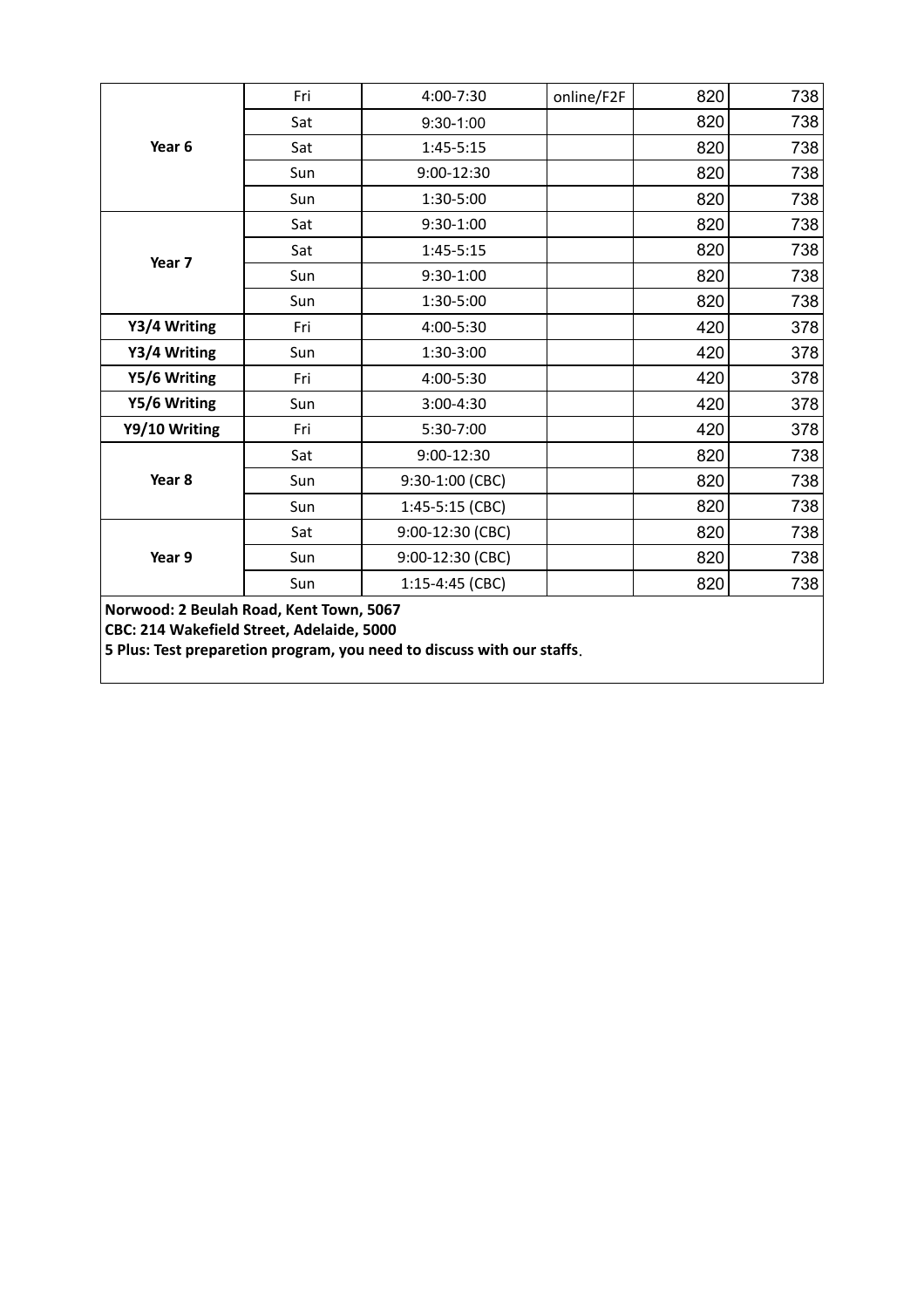| | | | | | |
|---|---|---|---|---|---|
| **Year 6** | Fri | 4:00-7:30 | online/F2F | 820 | 738 |
| | Sat | 9:30-1:00 | | 820 | 738 |
| | Sat | 1:45-5:15 | | 820 | 738 |
| | Sun | 9:00-12:30 | | 820 | 738 |
| | Sun | 1:30-5:00 | | 820 | 738 |
| **Year 7** | Sat | 9:30-1:00 | | 820 | 738 |
| | Sat | 1:45-5:15 | | 820 | 738 |
| | Sun | 9:30-1:00 | | 820 | 738 |
| | Sun | 1:30-5:00 | | 820 | 738 |
| **Y3/4 Writing** | Fri | 4:00-5:30 | | 420 | 378 |
| **Y3/4 Writing** | Sun | 1:30-3:00 | | 420 | 378 |
| **Y5/6 Writing** | Fri | 4:00-5:30 | | 420 | 378 |
| **Y5/6 Writing** | Sun | 3:00-4:30 | | 420 | 378 |
| **Y9/10 Writing** | Fri | 5:30-7:00 | | 420 | 378 |
| **Year 8** | Sat | 9:00-12:30 | | 820 | 738 |
| | Sun | 9:30-1:00 (CBC) | | 820 | 738 |
| | Sun | 1:45-5:15 (CBC) | | 820 | 738 |
| **Year 9** | Sat | 9:00-12:30 (CBC) | | 820 | 738 |
| | Sun | 9:00-12:30 (CBC) | | 820 | 738 |
| | Sun | 1:15-4:45 (CBC) | | 820 | 738 |

**Norwood: 2 Beulah Road, Kent Town, 5067**
**CBC: 214 Wakefield Street, Adelaide, 5000**
**5 Plus: Test preparetion program, you need to discuss with our staffs**.